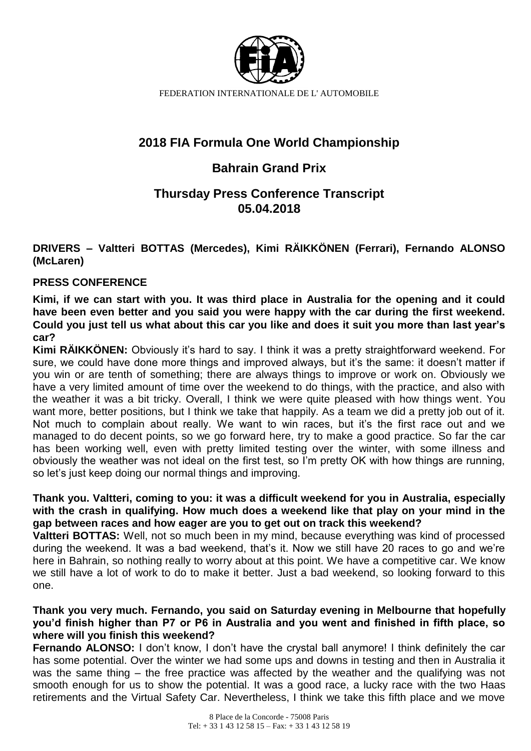FEDERATION INTERNATIONALE DE L' AUTOMOBILE

# 2018 FIA Formula One World Championship

## Bahrain Grand Prix

## Thursday Press Conference Transcript 05.04.2018

**DRIVERS – Valtteri BOTTAS (Mercedes), Kimi RÄIKKÖNEN (Ferrari), Fernando ALONSO (McLaren)**

**PRESS CONFERENCE**

**Kimi, if we can start with you. It was third place in Australia for the opening and it could have been even better and you said you were happy with the car during the first weekend. Could you just tell us what about this car you like and does it suit you more than last year's car?**

**Kimi RÄIKKÖNEN:** Obviously it's hard to say. I think it was a pretty straightforward weekend. For sure, we could have done more things and improved always, but it's the same: it doesn't matter if you win or are tenth of something; there are always things to improve or work on. Obviously we have a very limited amount of time over the weekend to do things, with the practice, and also with the weather it was a bit tricky. Overall, I think we were quite pleased with how things went. You want more, better positions, but I think we take that happily. As a team we did a pretty job out of it. Not much to complain about really. We want to win races, but it's the first race out and we managed to do decent points, so we go forward here, try to make a good practice. So far the car has been working well, even with pretty limited testing over the winter, with some illness and obviously the weather was not ideal on the first test, so I'm pretty OK with how things are running, so let's just keep doing our normal things and improving.

**Thank you. Valtteri, coming to you: it was a difficult weekend for you in Australia, especially with the crash in qualifying. How much does a weekend like that play on your mind in the gap between races and how eager are you to get out on track this weekend?**

**Valtteri BOTTAS:** Well, not so much been in my mind, because everything was kind of processed during the weekend. It was a bad weekend, that's it. Now we still have 20 races to go and we're here in Bahrain, so nothing really to worry about at this point. We have a competitive car. We know we still have a lot of work to do to make it better. Just a bad weekend, so looking forward to this one.

**Thank you very much. Fernando, you said on Saturday evening in Melbourne that hopefully you'd finish higher than P7 or P6 in Australia and you went and finished in fifth place, so where will you finish this weekend?**

**Fernando ALONSO:** I don't know, I don't have the crystal ball anymore! I think definitely the car has some potential. Over the winter we had some ups and downs in testing and then in Australia it was the same thing – the free practice was affected by the weather and the qualifying was not smooth enough for us to show the potential. It was a good race, a lucky race with the two Haas retirements and the Virtual Safety Car. Nevertheless, I think we take this fifth place and we move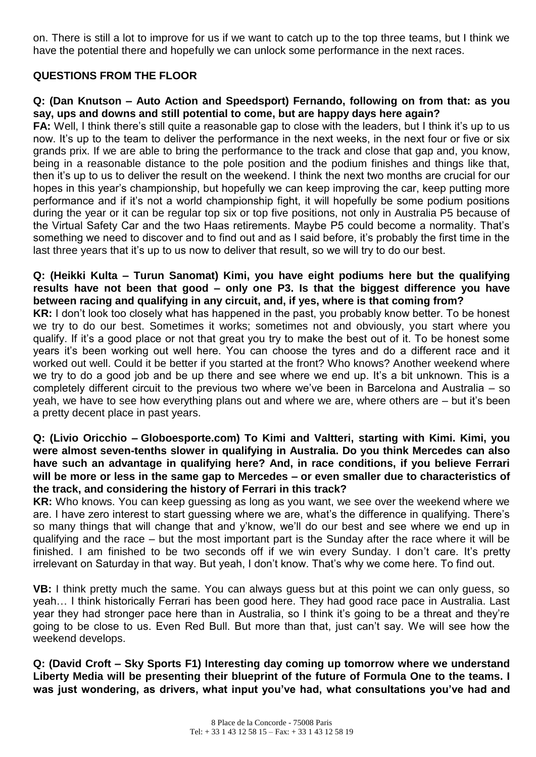on. There is still a lot to improve for us if we want to catch up to the top three teams, but I think we have the potential there and hopefully we can unlock some performance in the next races.

## QUESTIONS FROM THE FLOOR

**Q: (Dan Knutson – Auto Action and Speedsport) Fernando, following on from that: as you say, ups and downs and still potential to come, but are happy days here again?**

**FA:** Well, I think there's still quite a reasonable gap to close with the leaders, but I think it's up to us now. It's up to the team to deliver the performance in the next weeks, in the next four or five or six grands prix. If we are able to bring the performance to the track and close that gap and, you know, being in a reasonable distance to the pole position and the podium finishes and things like that, then it's up to us to deliver the result on the weekend. I think the next two months are crucial for our hopes in this year's championship, but hopefully we can keep improving the car, keep putting more performance and if it's not a world championship fight, it will hopefully be some podium positions during the year or it can be regular top six or top five positions, not only in Australia P5 because of the Virtual Safety Car and the two Haas retirements. Maybe P5 could become a normality. That's something we need to discover and to find out and as I said before, it's probably the first time in the last three years that it's up to us now to deliver that result, so we will try to do our best.

**Q: (Heikki Kulta – Turun Sanomat) Kimi, you have eight podiums here but the qualifying results have not been that good – only one P3. Is that the biggest difference you have between racing and qualifying in any circuit, and, if yes, where is that coming from?**

**KR:** I don't look too closely what has happened in the past, you probably know better. To be honest we try to do our best. Sometimes it works; sometimes not and obviously, you start where you qualify. If it's a good place or not that great you try to make the best out of it. To be honest some years it's been working out well here. You can choose the tyres and do a different race and it worked out well. Could it be better if you started at the front? Who knows? Another weekend where we try to do a good job and be up there and see where we end up. It's a bit unknown. This is a completely different circuit to the previous two where we've been in Barcelona and Australia – so yeah, we have to see how everything plans out and where we are, where others are – but it's been a pretty decent place in past years.

**Q: (Livio Oricchio – Globoesporte.com) To Kimi and Valtteri, starting with Kimi. Kimi, you were almost seven-tenths slower in qualifying in Australia. Do you think Mercedes can also have such an advantage in qualifying here? And, in race conditions, if you believe Ferrari will be more or less in the same gap to Mercedes – or even smaller due to characteristics of the track, and considering the history of Ferrari in this track?**

**KR:** Who knows. You can keep guessing as long as you want, we see over the weekend where we are. I have zero interest to start guessing where we are, what's the difference in qualifying. There's so many things that will change that and y'know, we'll do our best and see where we end up in qualifying and the race – but the most important part is the Sunday after the race where it will be finished. I am finished to be two seconds off if we win every Sunday. I don't care. It's pretty irrelevant on Saturday in that way. But yeah, I don't know. That's why we come here. To find out.

**VB:** I think pretty much the same. You can always guess but at this point we can only guess, so yeah… I think historically Ferrari has been good here. They had good race pace in Australia. Last year they had stronger pace here than in Australia, so I think it's going to be a threat and they're going to be close to us. Even Red Bull. But more than that, just can't say. We will see how the weekend develops.

**Q: (David Croft – Sky Sports F1) Interesting day coming up tomorrow where we understand Liberty Media will be presenting their blueprint of the future of Formula One to the teams. I was just wondering, as drivers, what input you've had, what consultations you've had and**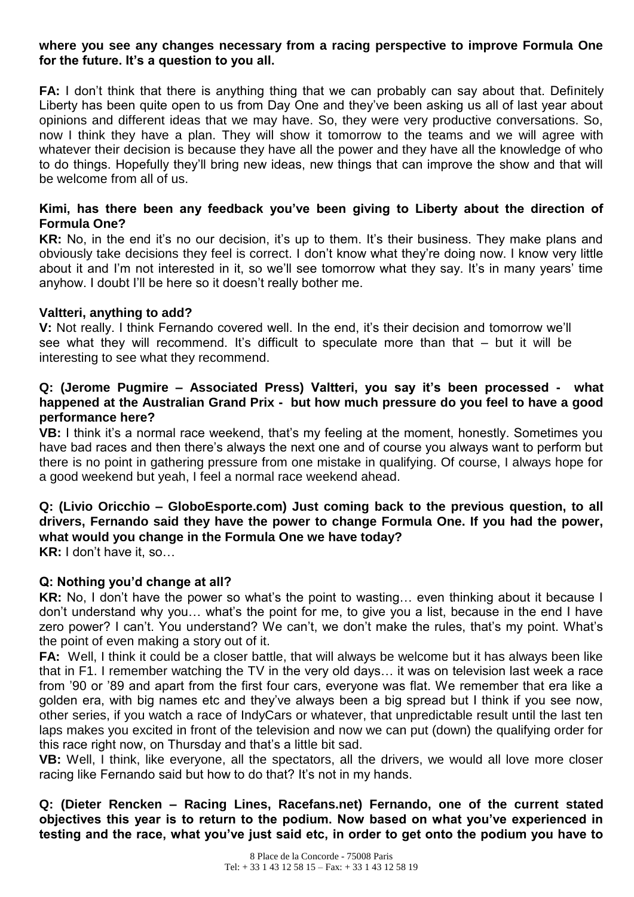**where you see any changes necessary from a racing perspective to improve Formula One for the future. It's a question to you all.**

**FA:** I don't think that there is anything thing that we can probably can say about that. Definitely Liberty has been quite open to us from Day One and they've been asking us all of last year about opinions and different ideas that we may have. So, they were very productive conversations. So, now I think they have a plan. They will show it tomorrow to the teams and we will agree with whatever their decision is because they have all the power and they have all the knowledge of who to do things. Hopefully they'll bring new ideas, new things that can improve the show and that will be welcome from all of us.

**Kimi, has there been any feedback you've been giving to Liberty about the direction of Formula One?**

**KR:** No, in the end it's no our decision, it's up to them. It's their business. They make plans and obviously take decisions they feel is correct. I don't know what they're doing now. I know very little about it and I'm not interested in it, so we'll see tomorrow what they say. It's in many years' time anyhow. I doubt I'll be here so it doesn't really bother me.

**Valtteri, anything to add?**

**V:** Not really. I think Fernando covered well. In the end, it's their decision and tomorrow we'll see what they will recommend. It's difficult to speculate more than that – but it will be interesting to see what they recommend.

**Q: (Jerome Pugmire – Associated Press) Valtteri, you say it's been processed - what happened at the Australian Grand Prix - but how much pressure do you feel to have a good performance here?**

**VB:** I think it's a normal race weekend, that's my feeling at the moment, honestly. Sometimes you have bad races and then there's always the next one and of course you always want to perform but there is no point in gathering pressure from one mistake in qualifying. Of course, I always hope for a good weekend but yeah, I feel a normal race weekend ahead.

**Q: (Livio Oricchio – GloboEsporte.com) Just coming back to the previous question, to all drivers, Fernando said they have the power to change Formula One. If you had the power, what would you change in the Formula One we have today?**

**KR:** I don't have it, so…

**Q: Nothing you'd change at all?**

**KR:** No, I don't have the power so what's the point to wasting… even thinking about it because I don't understand why you… what's the point for me, to give you a list, because in the end I have zero power? I can't. You understand? We can't, we don't make the rules, that's my point. What's the point of even making a story out of it.

**FA:** Well, I think it could be a closer battle, that will always be welcome but it has always been like that in F1. I remember watching the TV in the very old days… it was on television last week a race from '90 or '89 and apart from the first four cars, everyone was flat. We remember that era like a golden era, with big names etc and they've always been a big spread but I think if you see now, other series, if you watch a race of IndyCars or whatever, that unpredictable result until the last ten laps makes you excited in front of the television and now we can put (down) the qualifying order for this race right now, on Thursday and that's a little bit sad.

**VB:** Well, I think, like everyone, all the spectators, all the drivers, we would all love more closer racing like Fernando said but how to do that? It's not in my hands.

**Q: (Dieter Rencken – Racing Lines, Racefans.net) Fernando, one of the current stated objectives this year is to return to the podium. Now based on what you've experienced in testing and the race, what you've just said etc, in order to get onto the podium you have to**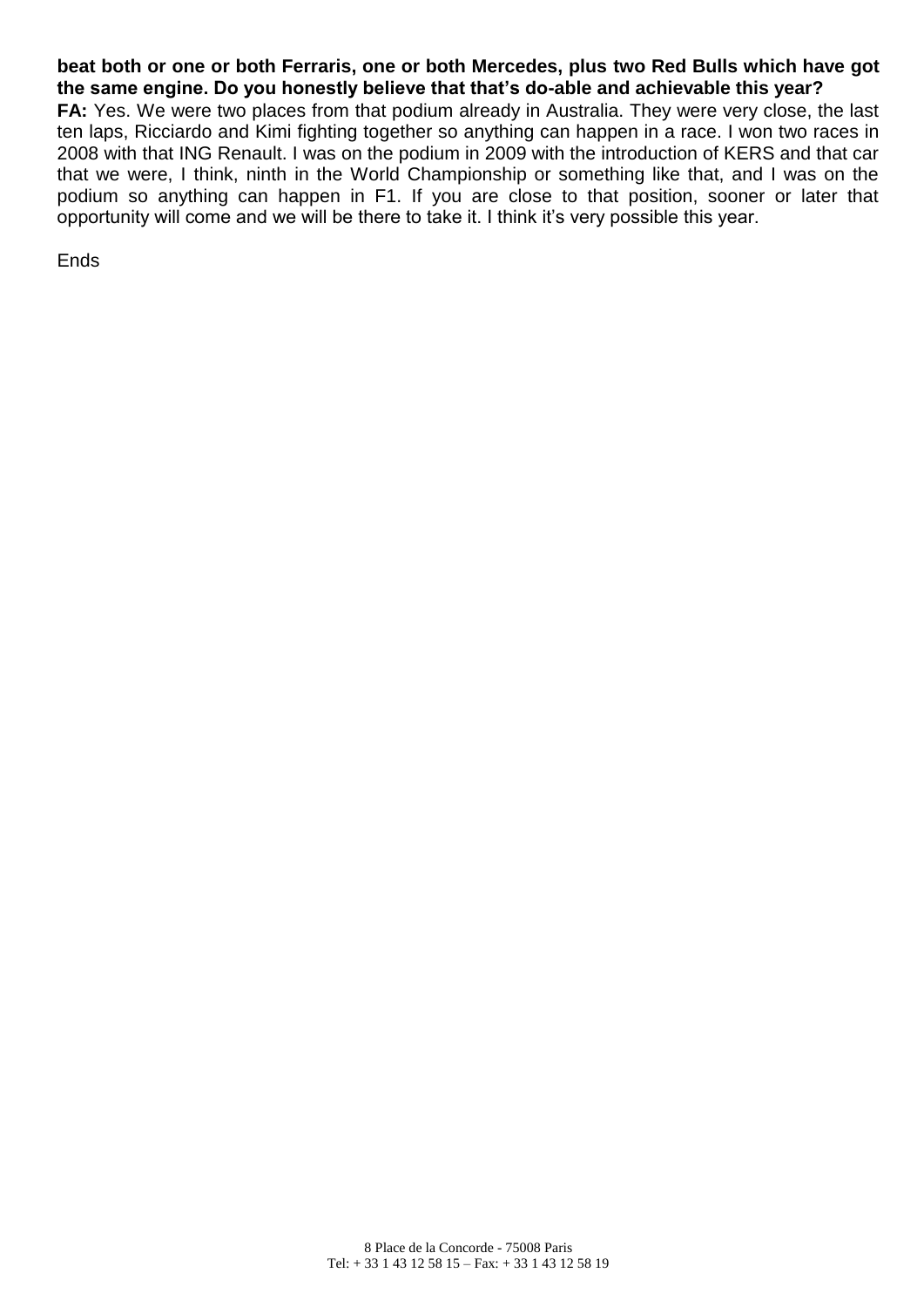**beat both or one or both Ferraris, one or both Mercedes, plus two Red Bulls which have got the same engine. Do you honestly believe that that's do-able and achievable this year?**

**FA:** Yes. We were two places from that podium already in Australia. They were very close, the last ten laps, Ricciardo and Kimi fighting together so anything can happen in a race. I won two races in 2008 with that ING Renault. I was on the podium in 2009 with the introduction of KERS and that car that we were, I think, ninth in the World Championship or something like that, and I was on the podium so anything can happen in F1. If you are close to that position, sooner or later that opportunity will come and we will be there to take it. I think it's very possible this year.

Ends

8 Place de la Concorde - 75008 Paris
Tel: + 33 1 43 12 58 15 – Fax: + 33 1 43 12 58 19